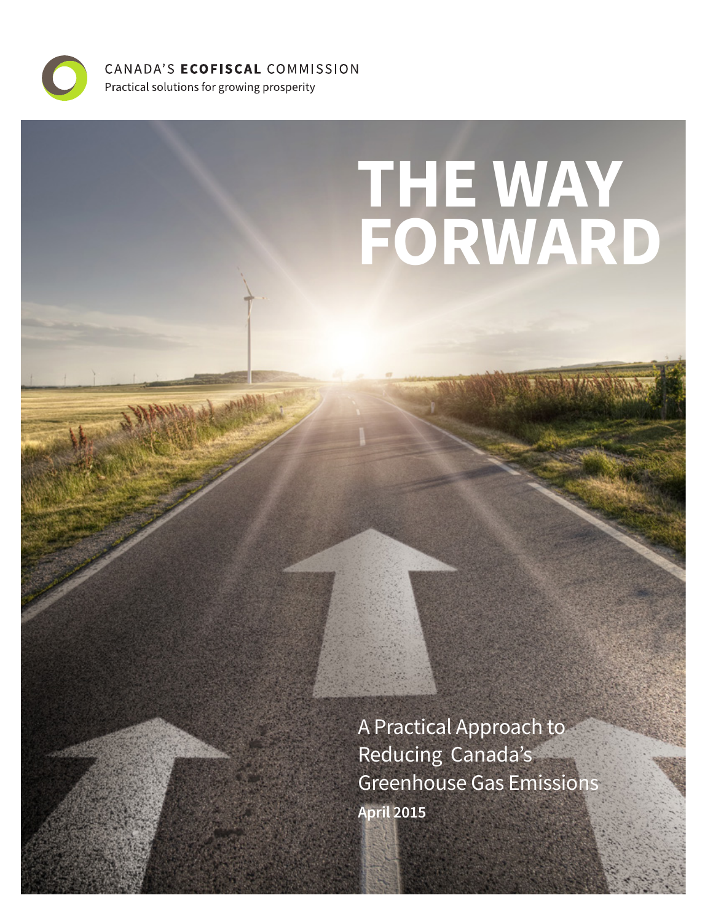CANADA'S **ECOFISCAL** COMMISSION

Practical solutions for growing prosperity

# THE WAY FORWARD

A Practical Approach to Reducing Canada's Greenhouse Gas Emissions

**April 2015**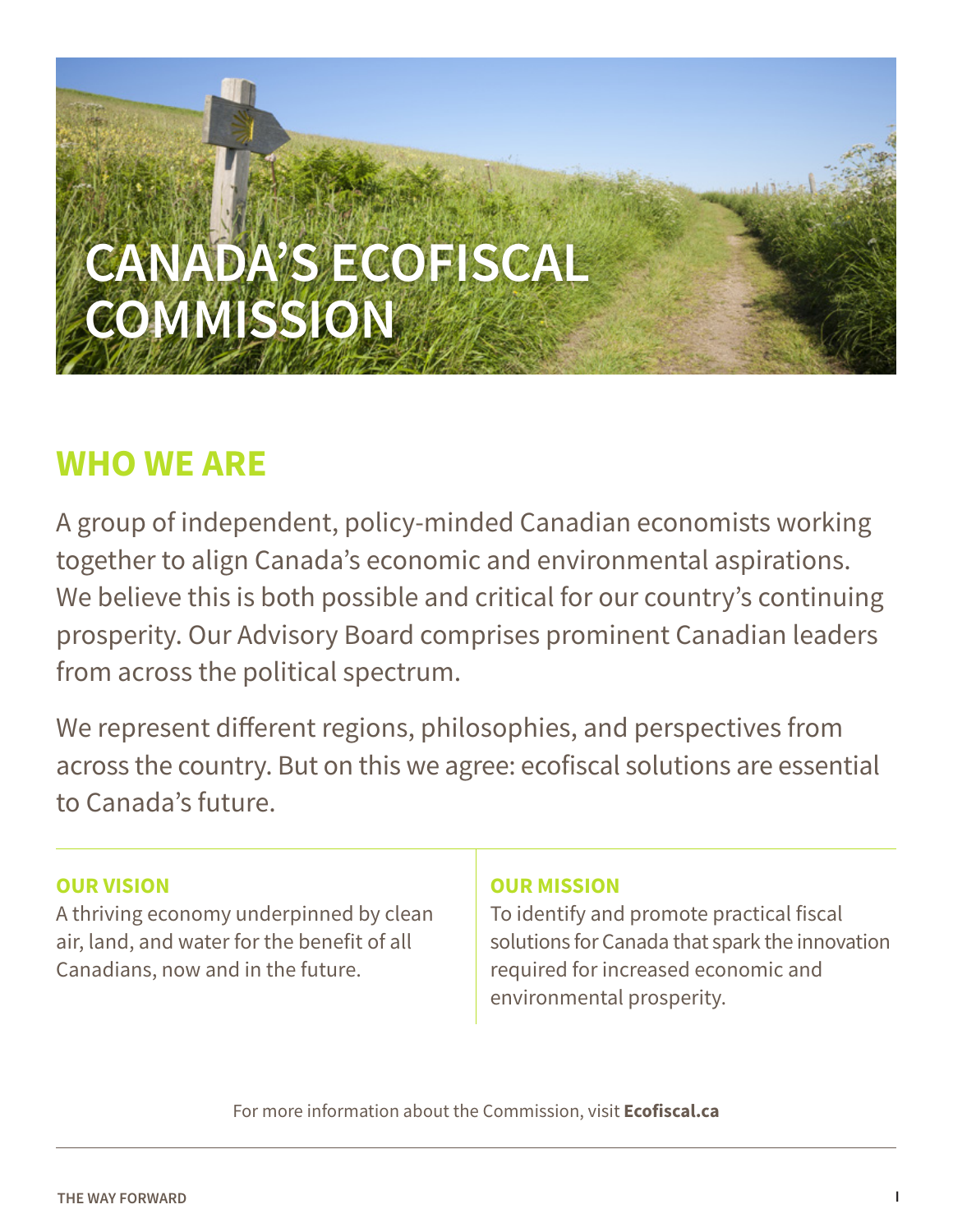# CANADA'S ECOFISCAL COMMISSION

## WHO WE ARE

A group of independent, policy-minded Canadian economists working together to align Canada's economic and environmental aspirations. We believe this is both possible and critical for our country's continuing prosperity. Our Advisory Board comprises prominent Canadian leaders from across the political spectrum.

We represent different regions, philosophies, and perspectives from across the country. But on this we agree: ecofiscal solutions are essential to Canada's future.

### OUR VISION

A thriving economy underpinned by clean air, land, and water for the benefit of all Canadians, now and in the future.

### OUR MISSION

To identify and promote practical fiscal solutions for Canada that spark the innovation required for increased economic and environmental prosperity.

For more information about the Commission, visit **Ecofiscal.ca**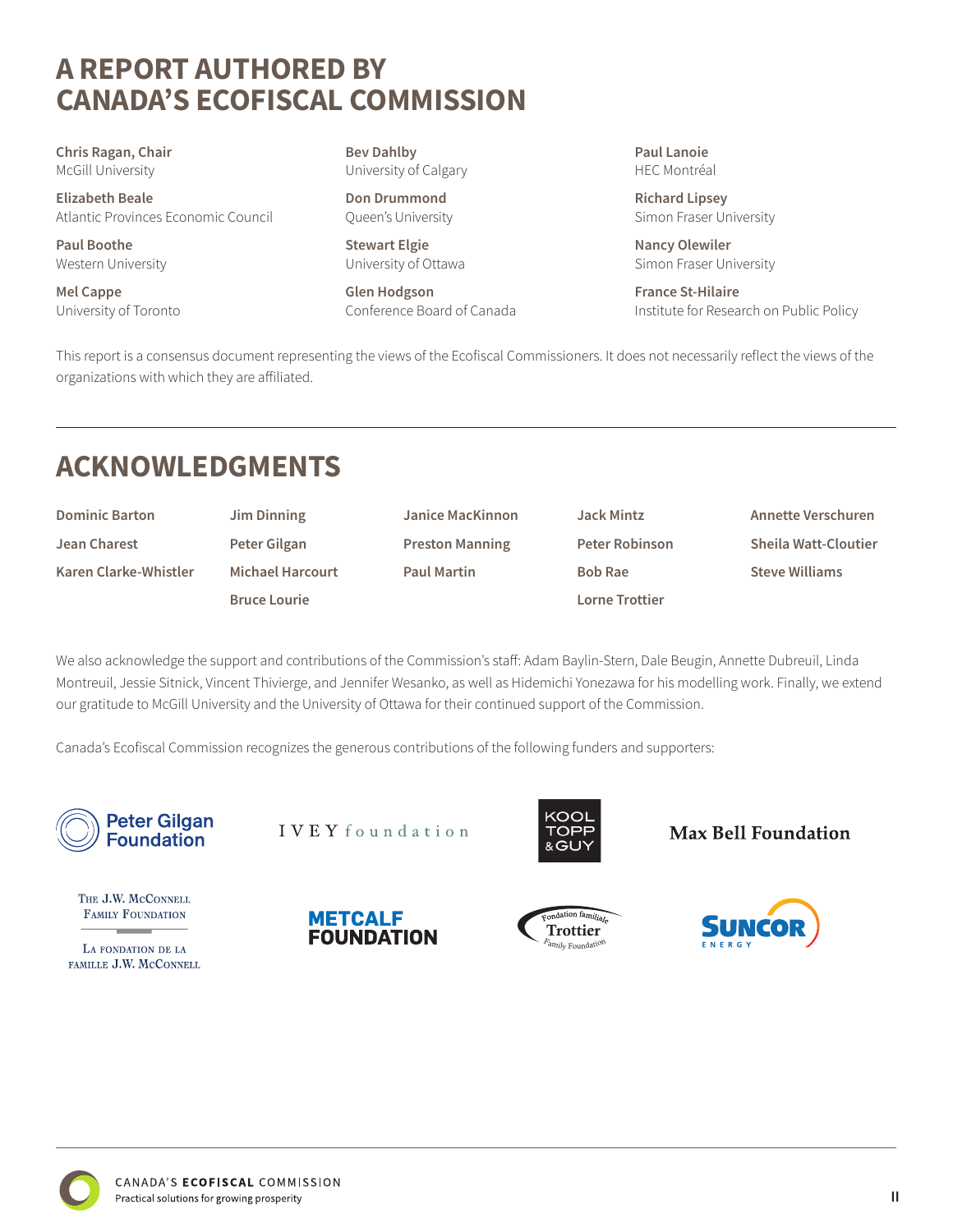# A REPORT AUTHORED BY CANADA'S ECOFISCAL COMMISSION

**Chris Ragan, Chair**
McGill University

**Elizabeth Beale**
Atlantic Provinces Economic Council

**Paul Boothe**
Western University

**Mel Cappe**
University of Toronto

**Bev Dahlby**
University of Calgary

**Don Drummond**
Queen's University

**Stewart Elgie**
University of Ottawa

**Glen Hodgson**
Conference Board of Canada

**Paul Lanoie**
HEC Montréal

**Richard Lipsey**
Simon Fraser University

**Nancy Olewiler**
Simon Fraser University

**France St-Hilaire**
Institute for Research on Public Policy

This report is a consensus document representing the views of the Ecofiscal Commissioners. It does not necessarily reflect the views of the organizations with which they are affiliated.

# ACKNOWLEDGMENTS

**Dominic Barton**
**Jean Charest**
**Karen Clarke-Whistler**
**Jim Dinning**
**Peter Gilgan**
**Michael Harcourt**
**Bruce Lourie**
**Janice MacKinnon**
**Preston Manning**
**Paul Martin**
**Jack Mintz**
**Peter Robinson**
**Bob Rae**
**Lorne Trottier**
**Annette Verschuren**
**Sheila Watt-Cloutier**
**Steve Williams**

We also acknowledge the support and contributions of the Commission's staff: Adam Baylin-Stern, Dale Beugin, Annette Dubreuil, Linda Montreuil, Jessie Sitnick, Vincent Thivierge, and Jennifer Wesanko, as well as Hidemichi Yonezawa for his modelling work. Finally, we extend our gratitude to McGill University and the University of Ottawa for their continued support of the Commission.

Canada's Ecofiscal Commission recognizes the generous contributions of the following funders and supporters:

Peter Gilgan Foundation
IVEY foundation
KOOL TOPP & GUY
Max Bell Foundation
The J.W. McConnell Family Foundation / La Fondation de la famille J.W. McConnell
Metcalf Foundation
Fondation familiale Trottier Family Foundation
Suncor Energy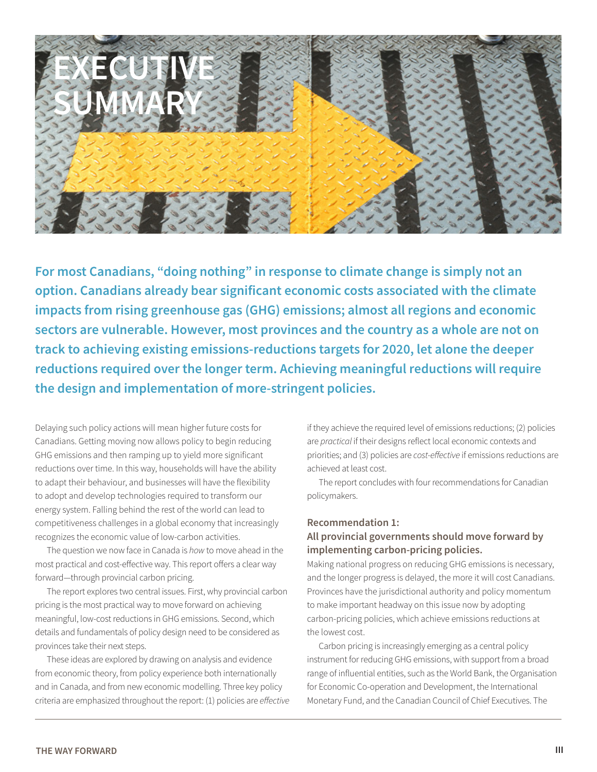# EXECUTIVE SUMMARY

**For most Canadians, "doing nothing" in response to climate change is simply not an option. Canadians already bear significant economic costs associated with the climate impacts from rising greenhouse gas (GHG) emissions; almost all regions and economic sectors are vulnerable. However, most provinces and the country as a whole are not on track to achieving existing emissions-reductions targets for 2020, let alone the deeper reductions required over the longer term. Achieving meaningful reductions will require the design and implementation of more-stringent policies.**

Delaying such policy actions will mean higher future costs for Canadians. Getting moving now allows policy to begin reducing GHG emissions and then ramping up to yield more significant reductions over time. In this way, households will have the ability to adapt their behaviour, and businesses will have the flexibility to adopt and develop technologies required to transform our energy system. Falling behind the rest of the world can lead to competitiveness challenges in a global economy that increasingly recognizes the economic value of low-carbon activities.

The question we now face in Canada is *how* to move ahead in the most practical and cost-effective way. This report offers a clear way forward—through provincial carbon pricing.

The report explores two central issues. First, why provincial carbon pricing is the most practical way to move forward on achieving meaningful, low-cost reductions in GHG emissions. Second, which details and fundamentals of policy design need to be considered as provinces take their next steps.

These ideas are explored by drawing on analysis and evidence from economic theory, from policy experience both internationally and in Canada, and from new economic modelling. Three key policy criteria are emphasized throughout the report: (1) policies are *effective* if they achieve the required level of emissions reductions; (2) policies are *practical* if their designs reflect local economic contexts and priorities; and (3) policies are *cost-effective* if emissions reductions are achieved at least cost.

The report concludes with four recommendations for Canadian policymakers.

### Recommendation 1:
### All provincial governments should move forward by implementing carbon-pricing policies.

Making national progress on reducing GHG emissions is necessary, and the longer progress is delayed, the more it will cost Canadians. Provinces have the jurisdictional authority and policy momentum to make important headway on this issue now by adopting carbon-pricing policies, which achieve emissions reductions at the lowest cost.

Carbon pricing is increasingly emerging as a central policy instrument for reducing GHG emissions, with support from a broad range of influential entities, such as the World Bank, the Organisation for Economic Co-operation and Development, the International Monetary Fund, and the Canadian Council of Chief Executives. The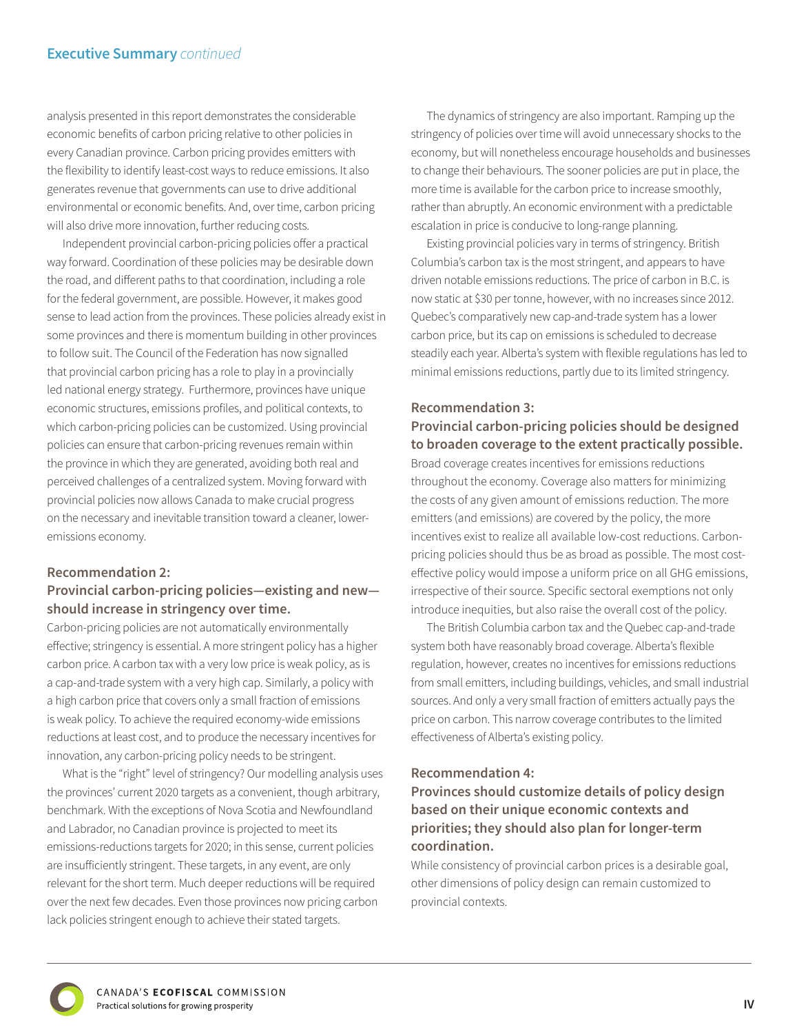analysis presented in this report demonstrates the considerable economic benefits of carbon pricing relative to other policies in every Canadian province. Carbon pricing provides emitters with the flexibility to identify least-cost ways to reduce emissions. It also generates revenue that governments can use to drive additional environmental or economic benefits. And, over time, carbon pricing will also drive more innovation, further reducing costs.

Independent provincial carbon-pricing policies offer a practical way forward. Coordination of these policies may be desirable down the road, and different paths to that coordination, including a role for the federal government, are possible. However, it makes good sense to lead action from the provinces. These policies already exist in some provinces and there is momentum building in other provinces to follow suit. The Council of the Federation has now signalled that provincial carbon pricing has a role to play in a provincially led national energy strategy. Furthermore, provinces have unique economic structures, emissions profiles, and political contexts, to which carbon-pricing policies can be customized. Using provincial policies can ensure that carbon-pricing revenues remain within the province in which they are generated, avoiding both real and perceived challenges of a centralized system. Moving forward with provincial policies now allows Canada to make crucial progress on the necessary and inevitable transition toward a cleaner, lower-emissions economy.

### Recommendation 2:
### Provincial carbon-pricing policies—existing and new—should increase in stringency over time.

Carbon-pricing policies are not automatically environmentally effective; stringency is essential. A more stringent policy has a higher carbon price. A carbon tax with a very low price is weak policy, as is a cap-and-trade system with a very high cap. Similarly, a policy with a high carbon price that covers only a small fraction of emissions is weak policy. To achieve the required economy-wide emissions reductions at least cost, and to produce the necessary incentives for innovation, any carbon-pricing policy needs to be stringent.

What is the "right" level of stringency? Our modelling analysis uses the provinces' current 2020 targets as a convenient, though arbitrary, benchmark. With the exceptions of Nova Scotia and Newfoundland and Labrador, no Canadian province is projected to meet its emissions-reductions targets for 2020; in this sense, current policies are insufficiently stringent. These targets, in any event, are only relevant for the short term. Much deeper reductions will be required over the next few decades. Even those provinces now pricing carbon lack policies stringent enough to achieve their stated targets.

The dynamics of stringency are also important. Ramping up the stringency of policies over time will avoid unnecessary shocks to the economy, but will nonetheless encourage households and businesses to change their behaviours. The sooner policies are put in place, the more time is available for the carbon price to increase smoothly, rather than abruptly. An economic environment with a predictable escalation in price is conducive to long-range planning.

Existing provincial policies vary in terms of stringency. British Columbia's carbon tax is the most stringent, and appears to have driven notable emissions reductions. The price of carbon in B.C. is now static at $30 per tonne, however, with no increases since 2012. Quebec's comparatively new cap-and-trade system has a lower carbon price, but its cap on emissions is scheduled to decrease steadily each year. Alberta's system with flexible regulations has led to minimal emissions reductions, partly due to its limited stringency.

### Recommendation 3:
### Provincial carbon-pricing policies should be designed to broaden coverage to the extent practically possible.

Broad coverage creates incentives for emissions reductions throughout the economy. Coverage also matters for minimizing the costs of any given amount of emissions reduction. The more emitters (and emissions) are covered by the policy, the more incentives exist to realize all available low-cost reductions. Carbon-pricing policies should thus be as broad as possible. The most cost-effective policy would impose a uniform price on all GHG emissions, irrespective of their source. Specific sectoral exemptions not only introduce inequities, but also raise the overall cost of the policy.

The British Columbia carbon tax and the Quebec cap-and-trade system both have reasonably broad coverage. Alberta's flexible regulation, however, creates no incentives for emissions reductions from small emitters, including buildings, vehicles, and small industrial sources. And only a very small fraction of emitters actually pays the price on carbon. This narrow coverage contributes to the limited effectiveness of Alberta's existing policy.

### Recommendation 4:
### Provinces should customize details of policy design based on their unique economic contexts and priorities; they should also plan for longer-term coordination.

While consistency of provincial carbon prices is a desirable goal, other dimensions of policy design can remain customized to provincial contexts.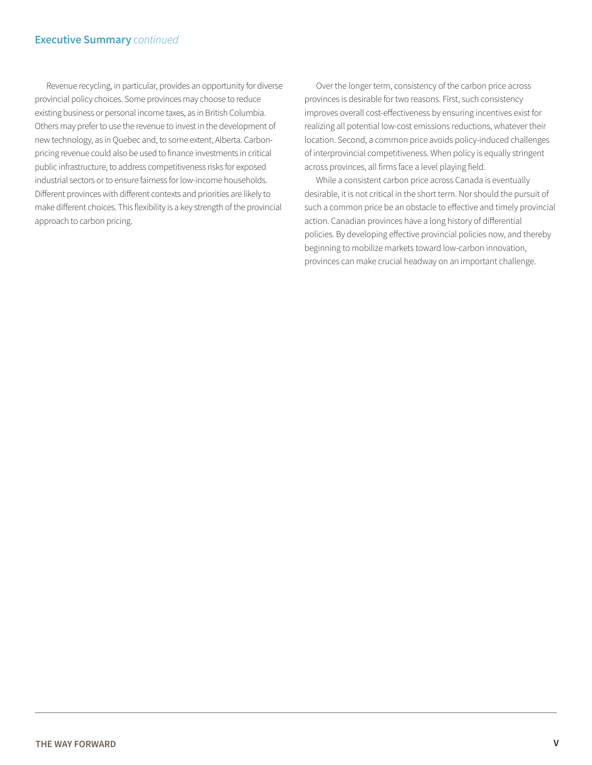Revenue recycling, in particular, provides an opportunity for diverse provincial policy choices. Some provinces may choose to reduce existing business or personal income taxes, as in British Columbia. Others may prefer to use the revenue to invest in the development of new technology, as in Quebec and, to some extent, Alberta. Carbon-pricing revenue could also be used to finance investments in critical public infrastructure, to address competitiveness risks for exposed industrial sectors or to ensure fairness for low-income households. Different provinces with different contexts and priorities are likely to make different choices. This flexibility is a key strength of the provincial approach to carbon pricing.

Over the longer term, consistency of the carbon price across provinces is desirable for two reasons. First, such consistency improves overall cost-effectiveness by ensuring incentives exist for realizing all potential low-cost emissions reductions, whatever their location. Second, a common price avoids policy-induced challenges of interprovincial competitiveness. When policy is equally stringent across provinces, all firms face a level playing field.

While a consistent carbon price across Canada is eventually desirable, it is not critical in the short term. Nor should the pursuit of such a common price be an obstacle to effective and timely provincial action. Canadian provinces have a long history of differential policies. By developing effective provincial policies now, and thereby beginning to mobilize markets toward low-carbon innovation, provinces can make crucial headway on an important challenge.